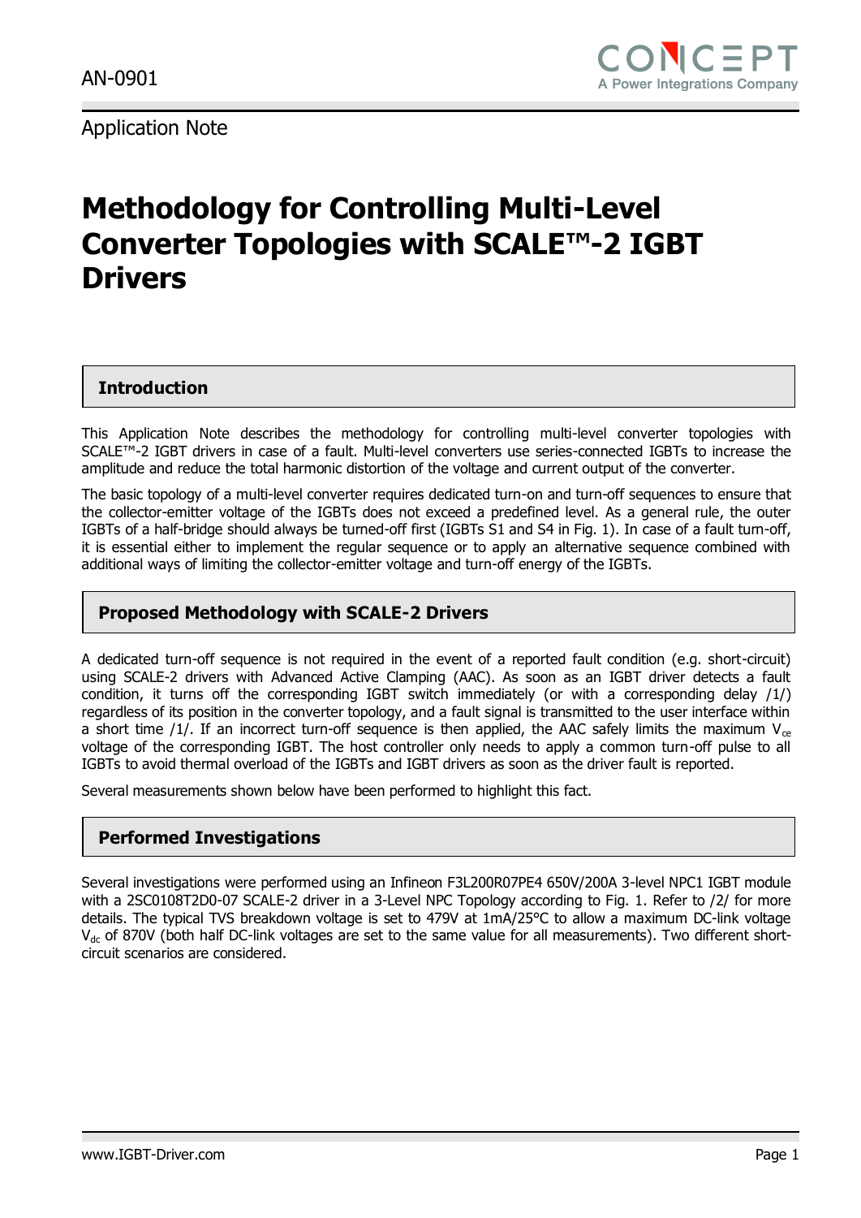AN-0901

Application Note

# Methodology for Controlling Multi-Level Converter Topologies with SCALE™-2 IGBT Drivers

## Introduction

This Application Note describes the methodology for controlling multi-level converter topologies with SCALE™-2 IGBT drivers in case of a fault. Multi-level converters use series-connected IGBTs to increase the amplitude and reduce the total harmonic distortion of the voltage and current output of the converter.

The basic topology of a multi-level converter requires dedicated turn-on and turn-off sequences to ensure that the collector-emitter voltage of the IGBTs does not exceed a predefined level. As a general rule, the outer IGBTs of a half-bridge should always be turned-off first (IGBTs S1 and S4 in Fig. 1). In case of a fault turn-off, it is essential either to implement the regular sequence or to apply an alternative sequence combined with additional ways of limiting the collector-emitter voltage and turn-off energy of the IGBTs.

## Proposed Methodology with SCALE-2 Drivers

A dedicated turn-off sequence is not required in the event of a reported fault condition (e.g. short-circuit) using SCALE-2 drivers with Advanced Active Clamping (AAC). As soon as an IGBT driver detects a fault condition, it turns off the corresponding IGBT switch immediately (or with a corresponding delay /1/) regardless of its position in the converter topology, and a fault signal is transmitted to the user interface within a short time /1/. If an incorrect turn-off sequence is then applied, the AAC safely limits the maximum $V_{ce}$ voltage of the corresponding IGBT. The host controller only needs to apply a common turn-off pulse to all IGBTs to avoid thermal overload of the IGBTs and IGBT drivers as soon as the driver fault is reported.

Several measurements shown below have been performed to highlight this fact.

## Performed Investigations

Several investigations were performed using an Infineon F3L200R07PE4 650V/200A 3-level NPC1 IGBT module with a 2SC0108T2D0-07 SCALE-2 driver in a 3-Level NPC Topology according to Fig. 1. Refer to /2/ for more details. The typical TVS breakdown voltage is set to 479V at 1mA/25°C to allow a maximum DC-link voltage $V_{dc}$ of 870V (both half DC-link voltages are set to the same value for all measurements). Two different short-circuit scenarios are considered.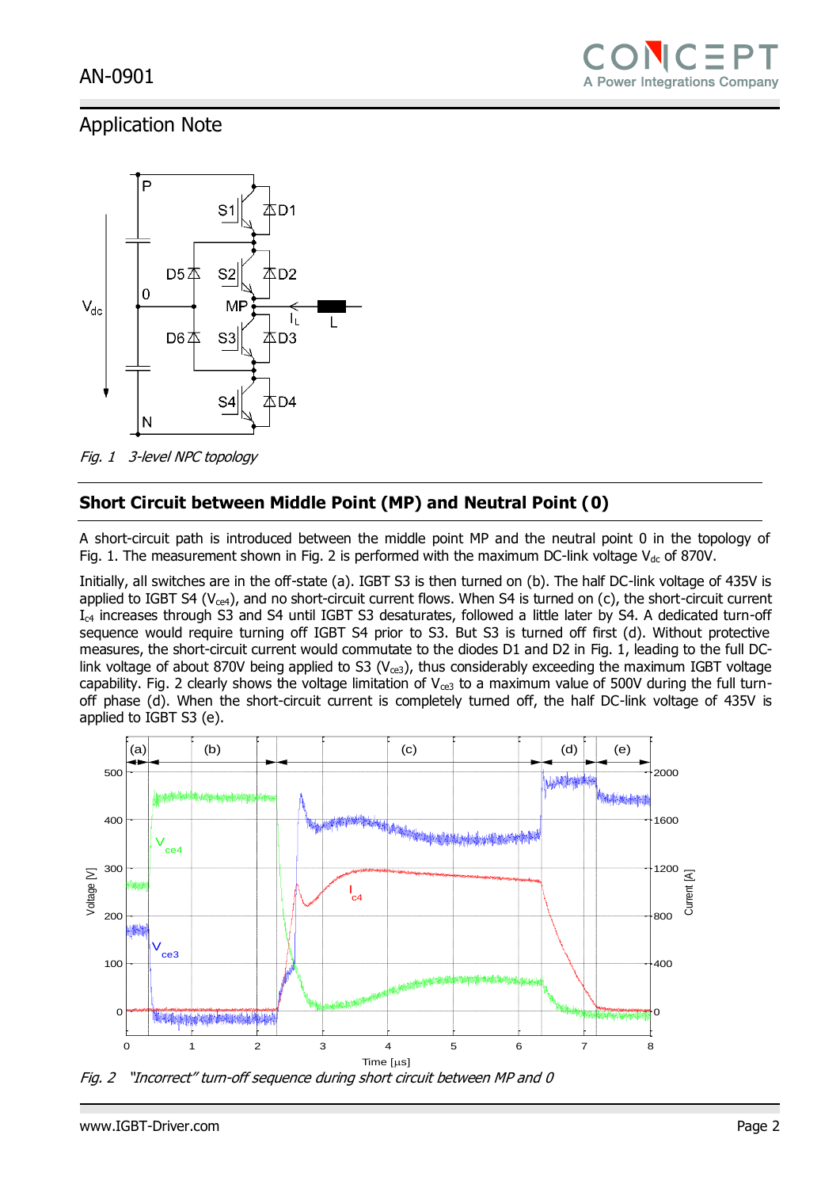## Application Note

*Fig. 1 3-level NPC topology*

## Short Circuit between Middle Point (MP) and Neutral Point (0)

A short-circuit path is introduced between the middle point MP and the neutral point 0 in the topology of Fig. 1. The measurement shown in Fig. 2 is performed with the maximum DC-link voltage $V_{dc}$ of 870V.

Initially, all switches are in the off-state (a). IGBT S3 is then turned on (b). The half DC-link voltage of 435V is applied to IGBT S4 ($V_{ce4}$), and no short-circuit current flows. When S4 is turned on (c), the short-circuit current $I_{c4}$ increases through S3 and S4 until IGBT S3 desaturates, followed a little later by S4. A dedicated turn-off sequence would require turning off IGBT S4 prior to S3. But S3 is turned off first (d). Without protective measures, the short-circuit current would commutate to the diodes D1 and D2 in Fig. 1, leading to the full DC-link voltage of about 870V being applied to S3 ($V_{ce3}$), thus considerably exceeding the maximum IGBT voltage capability. Fig. 2 clearly shows the voltage limitation of $V_{ce3}$ to a maximum value of 500V during the full turn-off phase (d). When the short-circuit current is completely turned off, the half DC-link voltage of 435V is applied to IGBT S3 (e).

*Fig. 2 "Incorrect" turn-off sequence during short circuit between MP and 0*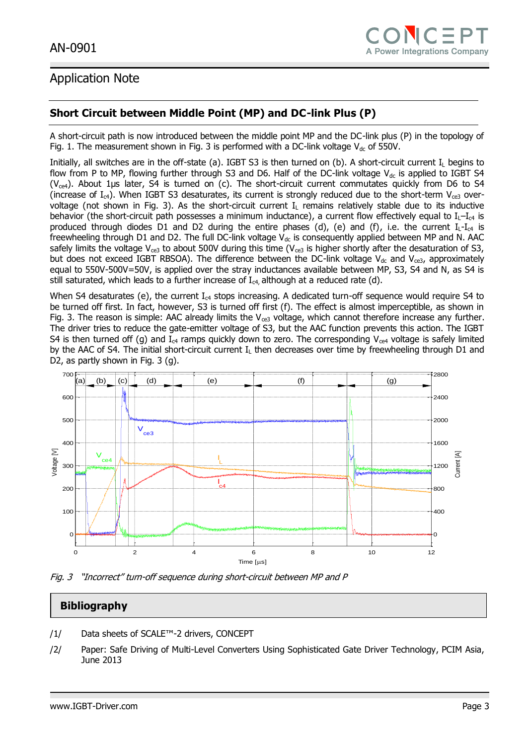## Short Circuit between Middle Point (MP) and DC-link Plus (P)

A short-circuit path is now introduced between the middle point MP and the DC-link plus (P) in the topology of Fig. 1. The measurement shown in Fig. 3 is performed with a DC-link voltage $V_{dc}$ of 550V.

Initially, all switches are in the off-state (a). IGBT S3 is then turned on (b). A short-circuit current $I_L$ begins to flow from P to MP, flowing further through S3 and D6. Half of the DC-link voltage $V_{dc}$ is applied to IGBT S4 ($V_{ce4}$). About 1µs later, S4 is turned on (c). The short-circuit current commutates quickly from D6 to S4 (increase of $I_{c4}$). When IGBT S3 desaturates, its current is strongly reduced due to the short-term $V_{ce3}$ over-voltage (not shown in Fig. 3). As the short-circuit current $I_L$ remains relatively stable due to its inductive behavior (the short-circuit path possesses a minimum inductance), a current flow effectively equal to $I_L$–$I_{c4}$ is produced through diodes D1 and D2 during the entire phases (d), (e) and (f), i.e. the current $I_L$-$I_{c4}$ is freewheeling through D1 and D2. The full DC-link voltage $V_{dc}$ is consequently applied between MP and N. AAC safely limits the voltage $V_{ce3}$ to about 500V during this time ($V_{ce3}$ is higher shortly after the desaturation of S3, but does not exceed IGBT RBSOA). The difference between the DC-link voltage $V_{dc}$ and $V_{ce3}$, approximately equal to 550V-500V=50V, is applied over the stray inductances available between MP, S3, S4 and N, as S4 is still saturated, which leads to a further increase of $I_{c4}$, although at a reduced rate (d).

When S4 desaturates (e), the current $I_{c4}$ stops increasing. A dedicated turn-off sequence would require S4 to be turned off first. In fact, however, S3 is turned off first (f). The effect is almost imperceptible, as shown in Fig. 3. The reason is simple: AAC already limits the $V_{ce3}$ voltage, which cannot therefore increase any further. The driver tries to reduce the gate-emitter voltage of S3, but the AAC function prevents this action. The IGBT S4 is then turned off (g) and $I_{c4}$ ramps quickly down to zero. The corresponding $V_{ce4}$ voltage is safely limited by the AAC of S4. The initial short-circuit current $I_L$ then decreases over time by freewheeling through D1 and D2, as partly shown in Fig. 3 (g).

*Fig. 3 "Incorrect" turn-off sequence during short-circuit between MP and P*

## Bibliography

/1/ Data sheets of SCALE™-2 drivers, CONCEPT

/2/ Paper: Safe Driving of Multi-Level Converters Using Sophisticated Gate Driver Technology, PCIM Asia, June 2013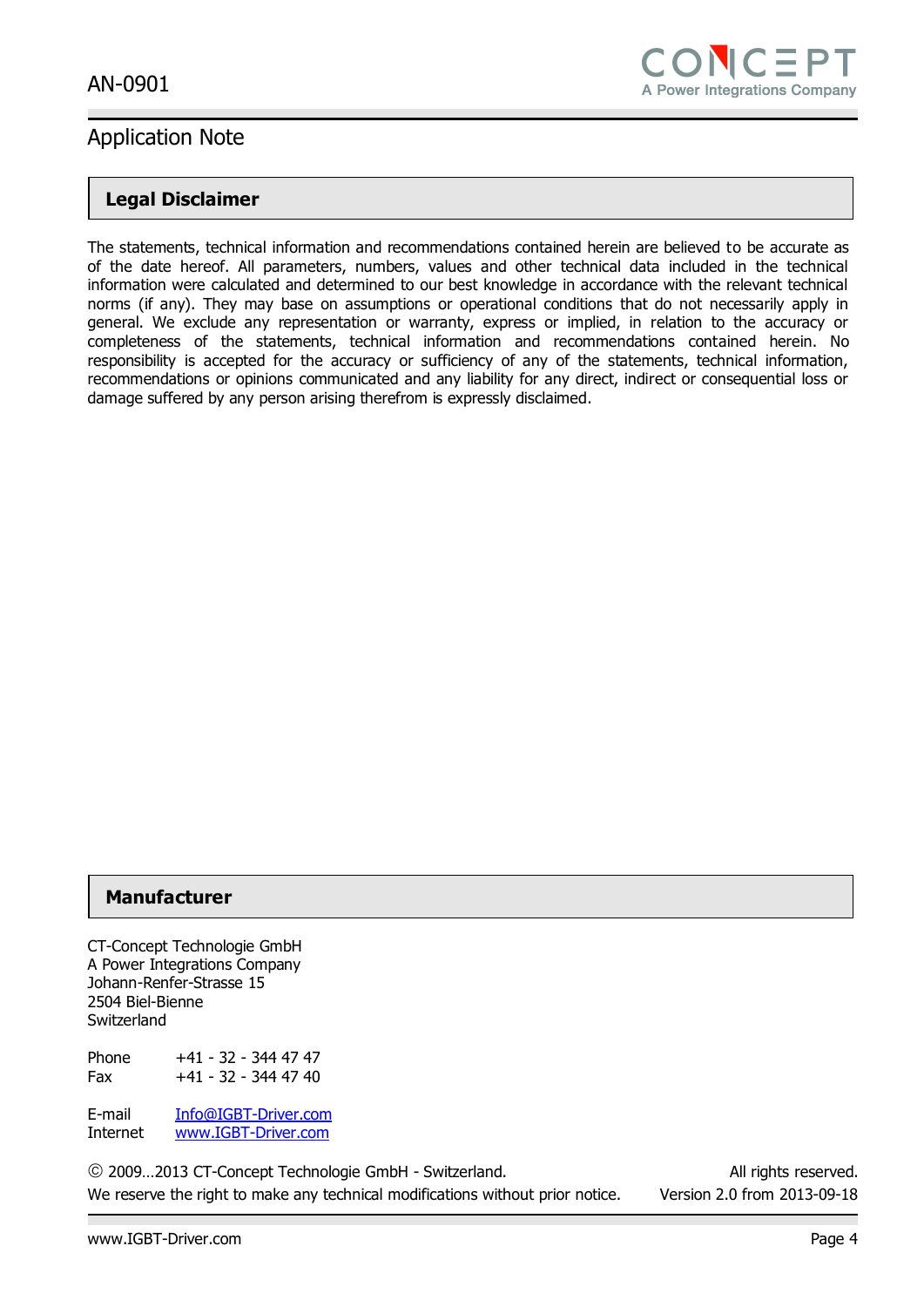## Legal Disclaimer

The statements, technical information and recommendations contained herein are believed to be accurate as of the date hereof. All parameters, numbers, values and other technical data included in the technical information were calculated and determined to our best knowledge in accordance with the relevant technical norms (if any). They may base on assumptions or operational conditions that do not necessarily apply in general. We exclude any representation or warranty, express or implied, in relation to the accuracy or completeness of the statements, technical information and recommendations contained herein. No responsibility is accepted for the accuracy or sufficiency of any of the statements, technical information, recommendations or opinions communicated and any liability for any direct, indirect or consequential loss or damage suffered by any person arising therefrom is expressly disclaimed.

## Manufacturer

CT-Concept Technologie GmbH
A Power Integrations Company
Johann-Renfer-Strasse 15
2504 Biel-Bienne
Switzerland

Phone +41 - 32 - 344 47 47
Fax +41 - 32 - 344 47 40

E-mail [Info@IGBT-Driver.com](mailto:Info@IGBT-Driver.com)
Internet [www.IGBT-Driver.com](http://www.IGBT-Driver.com)

© 2009…2013 CT-Concept Technologie GmbH - Switzerland. All rights reserved.
We reserve the right to make any technical modifications without prior notice. Version 2.0 from 2013-09-18